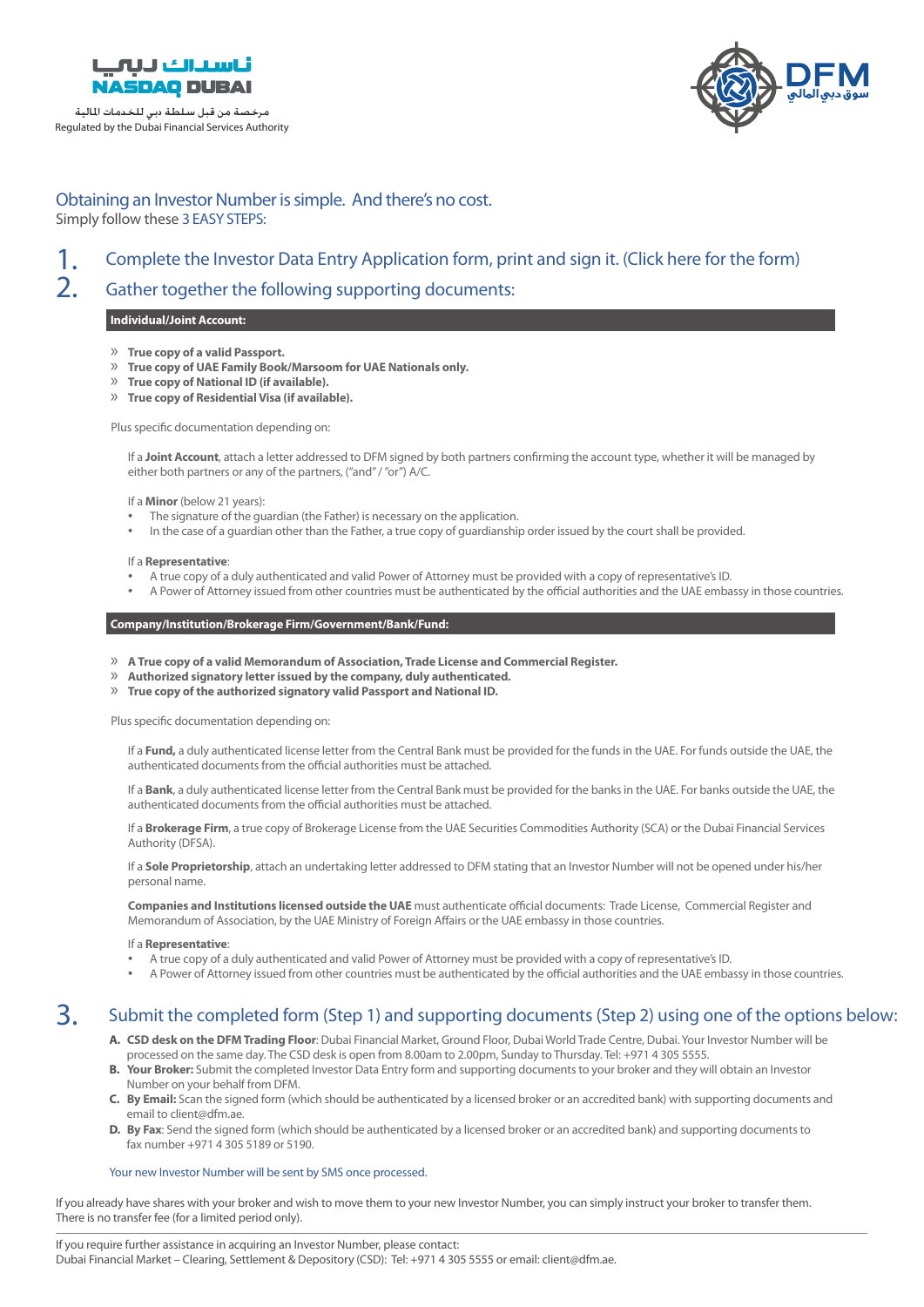ناسداك دبي
NASDAQ DUBAI

مرخصة من قبل سلطة دبي للخدمات المالية
Regulated by the Dubai Financial Services Authority

DFM
سوق دبي المالي

## Obtaining an Investor Number is simple. And there's no cost.

Simply follow these 3 EASY STEPS:

## 1. Complete the Investor Data Entry Application form, print and sign it. (Click here for the form)

## 2. Gather together the following supporting documents:

### Individual/Joint Account:

- **True copy of a valid Passport.**
- **True copy of UAE Family Book/Marsoom for UAE Nationals only.**
- **True copy of National ID (if available).**
- **True copy of Residential Visa (if available).**

Plus specific documentation depending on:

If a **Joint Account**, attach a letter addressed to DFM signed by both partners confirming the account type, whether it will be managed by either both partners or any of the partners, ("and" / "or") A/C.

If a **Minor** (below 21 years):
- The signature of the guardian (the Father) is necessary on the application.
- In the case of a guardian other than the Father, a true copy of guardianship order issued by the court shall be provided.

If a **Representative**:
- A true copy of a duly authenticated and valid Power of Attorney must be provided with a copy of representative's ID.
- A Power of Attorney issued from other countries must be authenticated by the official authorities and the UAE embassy in those countries.

### Company/Institution/Brokerage Firm/Government/Bank/Fund:

- **A True copy of a valid Memorandum of Association, Trade License and Commercial Register.**
- **Authorized signatory letter issued by the company, duly authenticated.**
- **True copy of the authorized signatory valid Passport and National ID.**

Plus specific documentation depending on:

If a **Fund,** a duly authenticated license letter from the Central Bank must be provided for the funds in the UAE. For funds outside the UAE, the authenticated documents from the official authorities must be attached.

If a **Bank**, a duly authenticated license letter from the Central Bank must be provided for the banks in the UAE. For banks outside the UAE, the authenticated documents from the official authorities must be attached.

If a **Brokerage Firm**, a true copy of Brokerage License from the UAE Securities Commodities Authority (SCA) or the Dubai Financial Services Authority (DFSA).

If a **Sole Proprietorship**, attach an undertaking letter addressed to DFM stating that an Investor Number will not be opened under his/her personal name.

**Companies and Institutions licensed outside the UAE** must authenticate official documents: Trade License, Commercial Register and Memorandum of Association, by the UAE Ministry of Foreign Affairs or the UAE embassy in those countries.

If a **Representative**:
- A true copy of a duly authenticated and valid Power of Attorney must be provided with a copy of representative's ID.
- A Power of Attorney issued from other countries must be authenticated by the official authorities and the UAE embassy in those countries.

## 3. Submit the completed form (Step 1) and supporting documents (Step 2) using one of the options below:

**A. CSD desk on the DFM Trading Floor**: Dubai Financial Market, Ground Floor, Dubai World Trade Centre, Dubai. Your Investor Number will be processed on the same day. The CSD desk is open from 8.00am to 2.00pm, Sunday to Thursday. Tel: +971 4 305 5555.

**B. Your Broker:** Submit the completed Investor Data Entry form and supporting documents to your broker and they will obtain an Investor Number on your behalf from DFM.

**C. By Email:** Scan the signed form (which should be authenticated by a licensed broker or an accredited bank) with supporting documents and email to client@dfm.ae.

**D. By Fax**: Send the signed form (which should be authenticated by a licensed broker or an accredited bank) and supporting documents to fax number +971 4 305 5189 or 5190.

Your new Investor Number will be sent by SMS once processed.

If you already have shares with your broker and wish to move them to your new Investor Number, you can simply instruct your broker to transfer them. There is no transfer fee (for a limited period only).

---

If you require further assistance in acquiring an Investor Number, please contact:
Dubai Financial Market – Clearing, Settlement & Depository (CSD): Tel: +971 4 305 5555 or email: client@dfm.ae.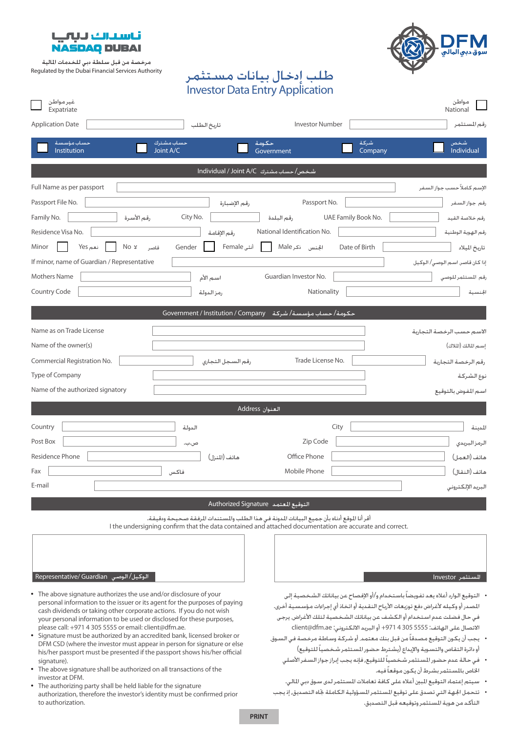NASDAQ DUBAI

مرخصة من قبل سلطة دبي للخدمات المالية
Regulated by the Dubai Financial Services Authority

DFM سوق دبي المالي

# طلب إدخال بيانات مستثمر
# Investor Data Entry Application

☐ غير مواطن Expatriate ☐ مواطن National

Application Date ______ تاريخ الطلب — Investor Number ______ رقم المستثمر

☐ حساب مؤسسة Institution ☐ حساب مشترك Joint A/C ☐ حكومة Government ☐ شركة Company ☐ شخص Individual

## Individual / Joint A/C شخص/حساب مشترك

| | | | |
|---|---|---|---|
| Full Name as per passport | | | الإسم كاملاً حسب جواز السفر |
| Passport File No. | رقم الإضبارة | Passport No. | رقم جواز السفر |
| Family No. | رقم الأسرة | City No. | رقم البلدة |
| UAE Family Book No. | | | رقم خلاصة القيد |
| Residence Visa No. | رقم الإقامة | National Identification No. | رقم الهوية الوطنية |
| Minor ☐ Yes نعم ☐ No لا | قاصر | Gender ☐ Female أنثى ☐ Male ذكر | الجنس |
| Date of Birth | | | تاريخ الميلاد |
| If minor, name of Guardian / Representative | | | إذا كان قاصر اسم الوصي/الوكيل |
| Mothers Name | اسم الأم | Guardian Investor No. | رقم المستثمر للوصي |
| Country Code | رمز الدولة | Nationality | الجنسية |

## Government / Institution / Company حكومة/حساب مؤسسة/شركة

| | | | |
|---|---|---|---|
| Name as on Trade License | | | الاسم حسب الرخصة التجارية |
| Name of the owner(s) | | | إسم المالك (الملاك) |
| Commercial Registration No. | رقم السجل التجاري | Trade License No. | رقم الرخصة التجارية |
| Type of Company | | | نوع الشركة |
| Name of the authorized signatory | | | اسم المفوض بالتوقيع |

## Address العنوان

| | | | |
|---|---|---|---|
| Country | الدولة | City | المدينة |
| Post Box | ص.ب. | Zip Code | الرمز البريدي |
| Residence Phone | هاتف (المنزل) | Office Phone | هاتف (العمل) |
| Fax | فاكس | Mobile Phone | هاتف (النقال) |
| E-mail | | | البريد الإلكتروني |

## Authorized Signature التوقيع المعتمد

أقر أنا الموقع أدناه بأن جميع البيانات المدونة في هذا الطلب والمستندات المرفقة صحيحة ودقيقة.
I the undersigning confirm that the data contained and attached documentation are accurate and correct.

Representative/ Guardian الوكيل/الوصي — Investor المستثمر

- The above signature authorizes the use and/or disclosure of your personal information to the issuer or its agent for the purposes of paying cash dividends or taking other corporate actions. If you do not wish your personal information to be used or disclosed for these purposes, please call: +971 4 305 5555 or email: client@dfm.ae.
- Signature must be authorized by an accredited bank, licensed broker or DFM CSD (where the investor must appear in person for signature or else his/her passport must be presented if the passport shows his/her official signature).
- The above signature shall be authorized on all transactions of the investor at DFM.
- The authorizing party shall be held liable for the signature authorization, therefore the investor's identity must be confirmed prior to authorization.

- التوقيع الوارد أعلاه يعد تفويضاً باستخدام و/أو الإفصاح عن بيانات الشخصية إلى المصدر أو وكيله لأغراض دفع توزيعات الأرباح النقدية أو اتخاذ أي إجراءات مؤسسية أخرى. في حال فضلت عدم استخدام أو الكشف عن بياناتك الشخصية لتلك الأغراض، يرجى الاتصال على الهاتف: 5555 305 4 971+ أو البريد الالكتروني: client@dfm.ae
- يجب أن يكون التوقيع مصدقاً من قبل بنك معتمد أو شركة وساطة مرخصة في السوق أو دائرة التقاص والتسوية والإيداع (بشرط حضور المستثمر شخصياً للتوقيع)
- في حالة عدم حضور المستثمر شخصياً للتوقيع، فإنه يجب إبراز جواز السفر الأصلي الخاص بالمستثمر بشرط أن يكون موقعاً فيه.
- سيتم إعتماد التوقيع المبين أعلاه على كافة تعاملات المستثمر لدى سوق دبي المالي.
- تتحمل الجهة التي تصدق على توقيع المستثمر المسؤولية الكاملة تجاه التصديق، إذ يجب التأكد من هوية المستثمر وتوقيعه قبل التصديق.

PRINT